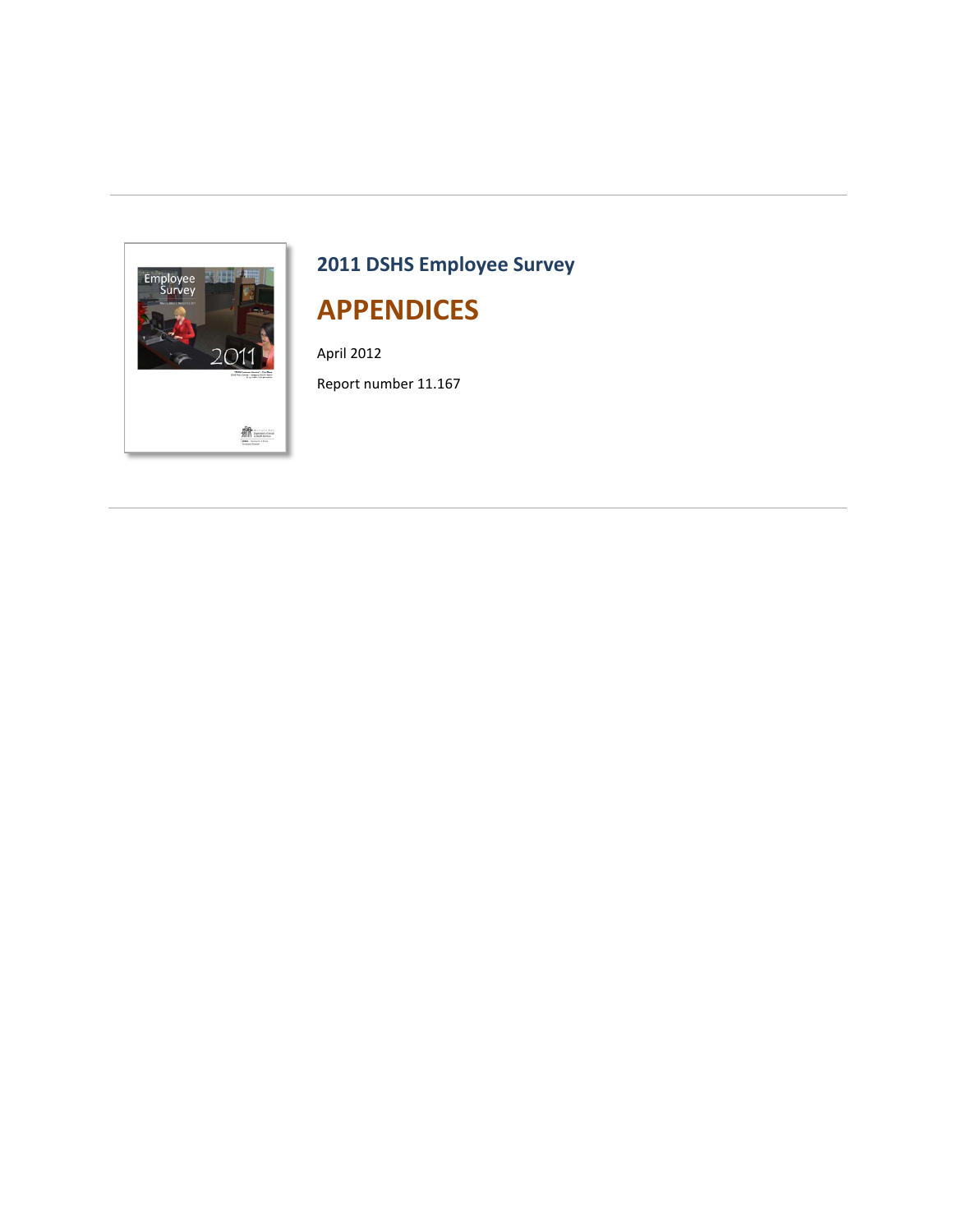## 2011 DSHS Employee Survey

# APPENDICES

April 2012

Report number 11.167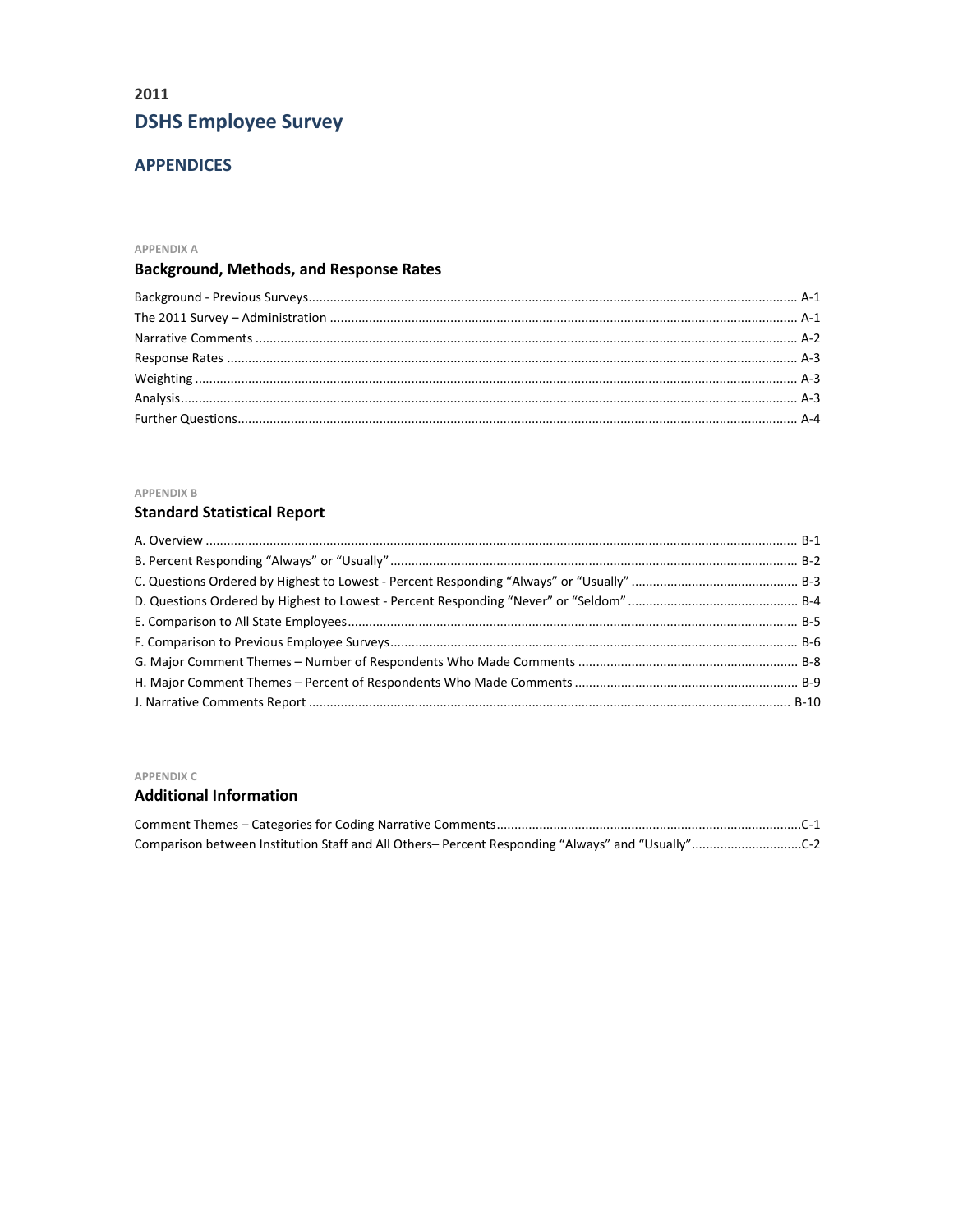2011

# DSHS Employee Survey

## APPENDICES

APPENDIX A

### Background, Methods, and Response Rates

Background - Previous Surveys ........ A-1
The 2011 Survey – Administration ........ A-1
Narrative Comments ........ A-2
Response Rates ........ A-3
Weighting ........ A-3
Analysis ........ A-3
Further Questions ........ A-4

APPENDIX B

### Standard Statistical Report

A. Overview ........ B-1
B. Percent Responding "Always" or "Usually" ........ B-2
C. Questions Ordered by Highest to Lowest - Percent Responding "Always" or "Usually" ........ B-3
D. Questions Ordered by Highest to Lowest - Percent Responding "Never" or "Seldom" ........ B-4
E. Comparison to All State Employees ........ B-5
F. Comparison to Previous Employee Surveys ........ B-6
G. Major Comment Themes – Number of Respondents Who Made Comments ........ B-8
H. Major Comment Themes – Percent of Respondents Who Made Comments ........ B-9
J. Narrative Comments Report ........ B-10

APPENDIX C

### Additional Information

Comment Themes – Categories for Coding Narrative Comments ........ C-1
Comparison between Institution Staff and All Others– Percent Responding "Always" and "Usually" ........ C-2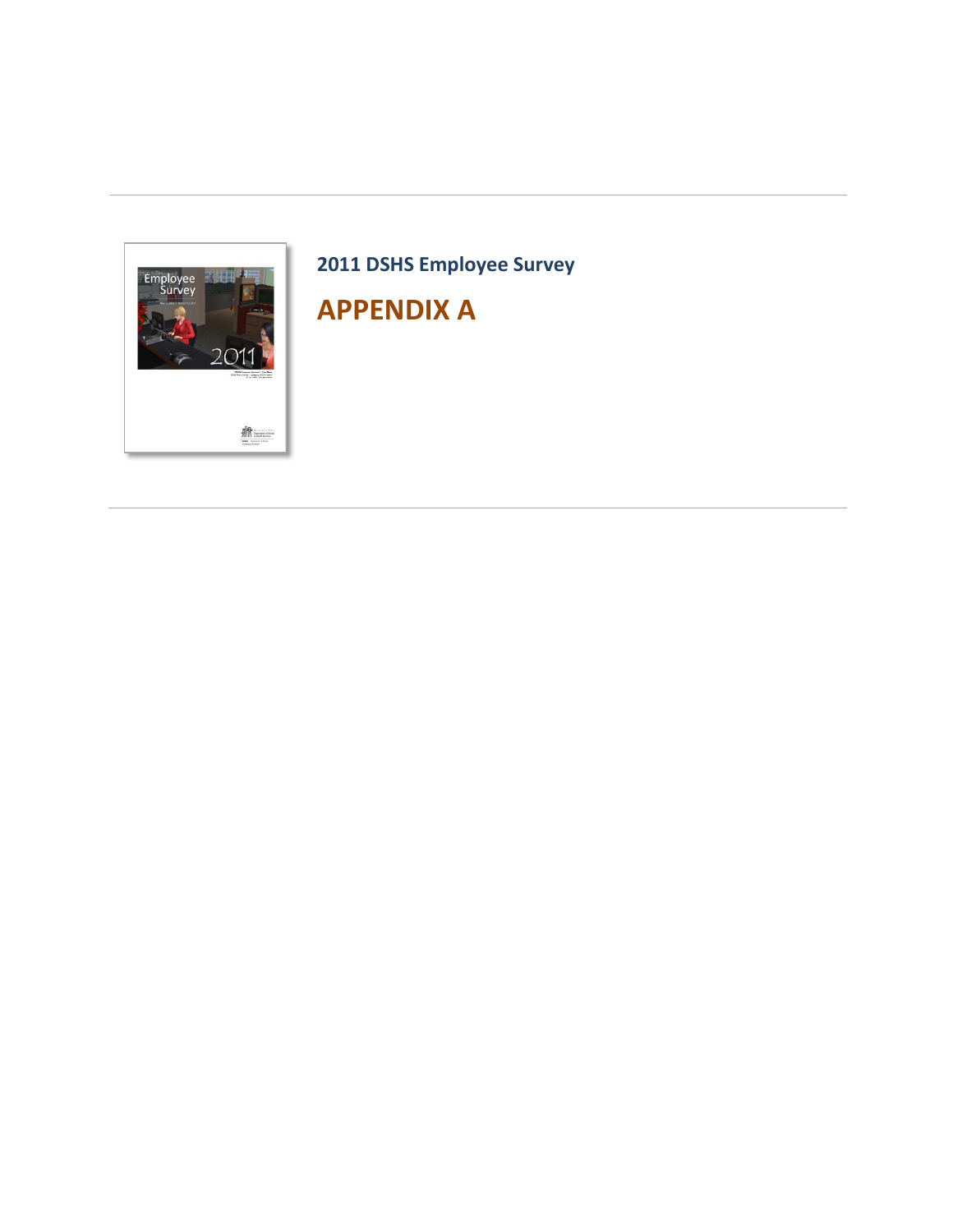## 2011 DSHS Employee Survey

# APPENDIX A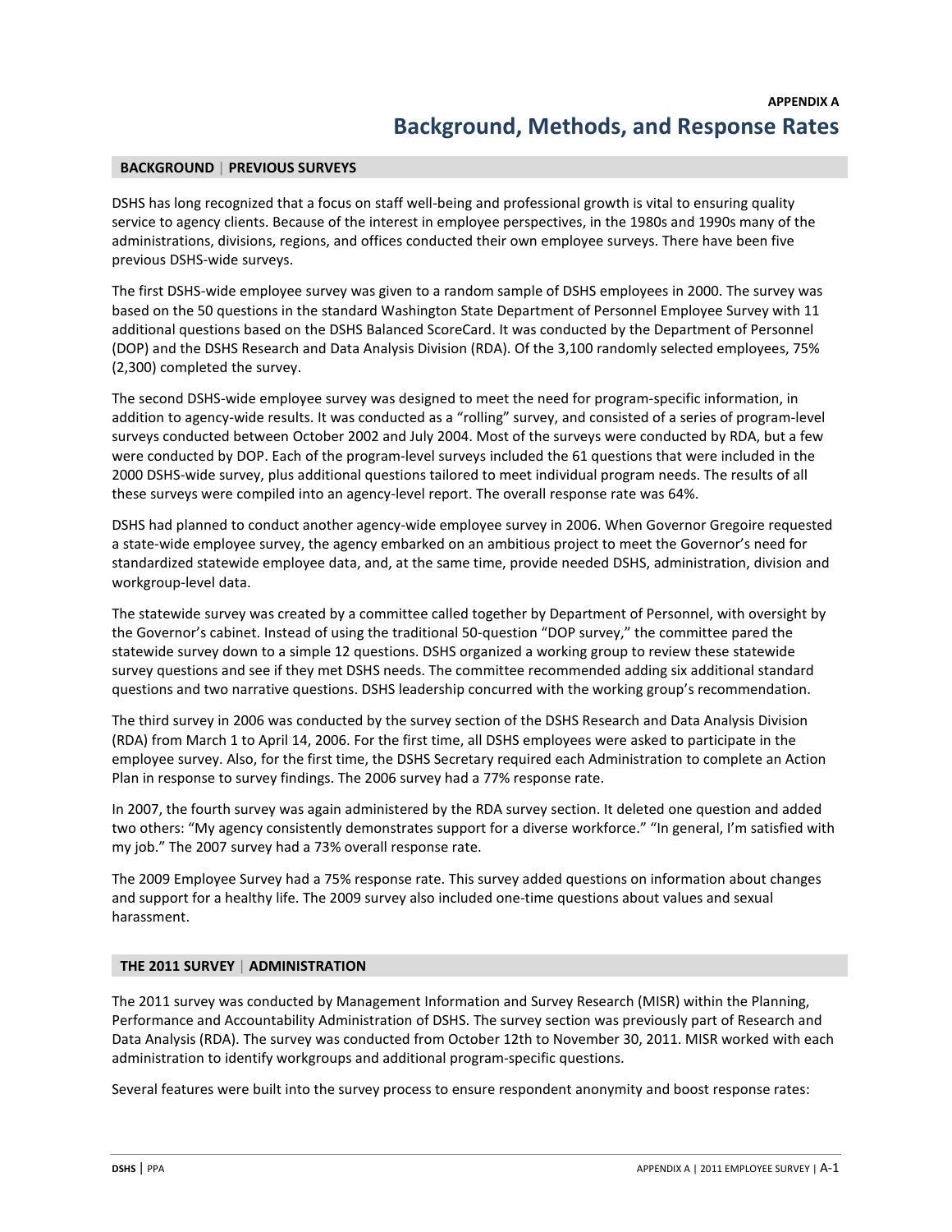APPENDIX A

# Background, Methods, and Response Rates

## BACKGROUND | PREVIOUS SURVEYS

DSHS has long recognized that a focus on staff well-being and professional growth is vital to ensuring quality service to agency clients. Because of the interest in employee perspectives, in the 1980s and 1990s many of the administrations, divisions, regions, and offices conducted their own employee surveys. There have been five previous DSHS-wide surveys.

The first DSHS-wide employee survey was given to a random sample of DSHS employees in 2000. The survey was based on the 50 questions in the standard Washington State Department of Personnel Employee Survey with 11 additional questions based on the DSHS Balanced ScoreCard. It was conducted by the Department of Personnel (DOP) and the DSHS Research and Data Analysis Division (RDA). Of the 3,100 randomly selected employees, 75% (2,300) completed the survey.

The second DSHS-wide employee survey was designed to meet the need for program-specific information, in addition to agency-wide results. It was conducted as a "rolling" survey, and consisted of a series of program-level surveys conducted between October 2002 and July 2004. Most of the surveys were conducted by RDA, but a few were conducted by DOP. Each of the program-level surveys included the 61 questions that were included in the 2000 DSHS-wide survey, plus additional questions tailored to meet individual program needs. The results of all these surveys were compiled into an agency-level report. The overall response rate was 64%.

DSHS had planned to conduct another agency-wide employee survey in 2006. When Governor Gregoire requested a state-wide employee survey, the agency embarked on an ambitious project to meet the Governor's need for standardized statewide employee data, and, at the same time, provide needed DSHS, administration, division and workgroup-level data.

The statewide survey was created by a committee called together by Department of Personnel, with oversight by the Governor's cabinet. Instead of using the traditional 50-question "DOP survey," the committee pared the statewide survey down to a simple 12 questions. DSHS organized a working group to review these statewide survey questions and see if they met DSHS needs. The committee recommended adding six additional standard questions and two narrative questions. DSHS leadership concurred with the working group's recommendation.

The third survey in 2006 was conducted by the survey section of the DSHS Research and Data Analysis Division (RDA) from March 1 to April 14, 2006. For the first time, all DSHS employees were asked to participate in the employee survey. Also, for the first time, the DSHS Secretary required each Administration to complete an Action Plan in response to survey findings. The 2006 survey had a 77% response rate.

In 2007, the fourth survey was again administered by the RDA survey section. It deleted one question and added two others: "My agency consistently demonstrates support for a diverse workforce." "In general, I'm satisfied with my job." The 2007 survey had a 73% overall response rate.

The 2009 Employee Survey had a 75% response rate. This survey added questions on information about changes and support for a healthy life. The 2009 survey also included one-time questions about values and sexual harassment.

## THE 2011 SURVEY | ADMINISTRATION

The 2011 survey was conducted by Management Information and Survey Research (MISR) within the Planning, Performance and Accountability Administration of DSHS. The survey section was previously part of Research and Data Analysis (RDA). The survey was conducted from October 12th to November 30, 2011. MISR worked with each administration to identify workgroups and additional program-specific questions.

Several features were built into the survey process to ensure respondent anonymity and boost response rates: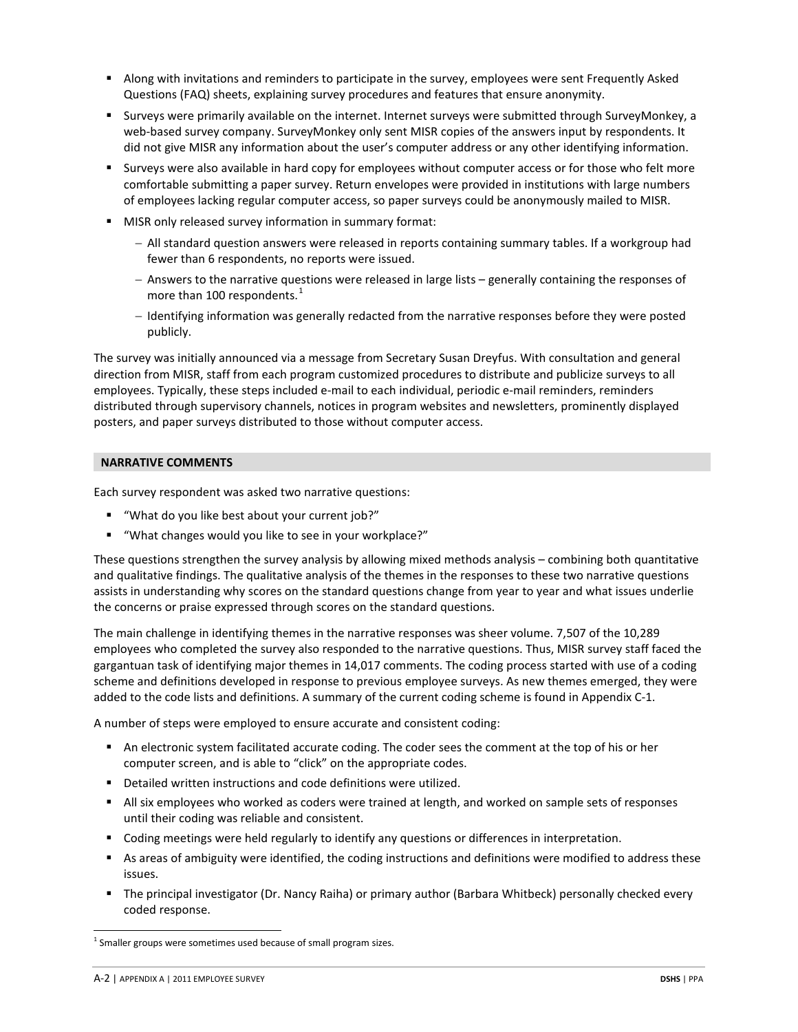- Along with invitations and reminders to participate in the survey, employees were sent Frequently Asked Questions (FAQ) sheets, explaining survey procedures and features that ensure anonymity.
- Surveys were primarily available on the internet. Internet surveys were submitted through SurveyMonkey, a web-based survey company. SurveyMonkey only sent MISR copies of the answers input by respondents. It did not give MISR any information about the user's computer address or any other identifying information.
- Surveys were also available in hard copy for employees without computer access or for those who felt more comfortable submitting a paper survey. Return envelopes were provided in institutions with large numbers of employees lacking regular computer access, so paper surveys could be anonymously mailed to MISR.
- MISR only released survey information in summary format:
  - All standard question answers were released in reports containing summary tables. If a workgroup had fewer than 6 respondents, no reports were issued.
  - Answers to the narrative questions were released in large lists – generally containing the responses of more than 100 respondents.[1]
  - Identifying information was generally redacted from the narrative responses before they were posted publicly.

The survey was initially announced via a message from Secretary Susan Dreyfus. With consultation and general direction from MISR, staff from each program customized procedures to distribute and publicize surveys to all employees. Typically, these steps included e-mail to each individual, periodic e-mail reminders, reminders distributed through supervisory channels, notices in program websites and newsletters, prominently displayed posters, and paper surveys distributed to those without computer access.

## NARRATIVE COMMENTS

Each survey respondent was asked two narrative questions:

- "What do you like best about your current job?"
- "What changes would you like to see in your workplace?"

These questions strengthen the survey analysis by allowing mixed methods analysis – combining both quantitative and qualitative findings. The qualitative analysis of the themes in the responses to these two narrative questions assists in understanding why scores on the standard questions change from year to year and what issues underlie the concerns or praise expressed through scores on the standard questions.

The main challenge in identifying themes in the narrative responses was sheer volume. 7,507 of the 10,289 employees who completed the survey also responded to the narrative questions. Thus, MISR survey staff faced the gargantuan task of identifying major themes in 14,017 comments. The coding process started with use of a coding scheme and definitions developed in response to previous employee surveys. As new themes emerged, they were added to the code lists and definitions. A summary of the current coding scheme is found in Appendix C-1.

A number of steps were employed to ensure accurate and consistent coding:

- An electronic system facilitated accurate coding. The coder sees the comment at the top of his or her computer screen, and is able to "click" on the appropriate codes.
- Detailed written instructions and code definitions were utilized.
- All six employees who worked as coders were trained at length, and worked on sample sets of responses until their coding was reliable and consistent.
- Coding meetings were held regularly to identify any questions or differences in interpretation.
- As areas of ambiguity were identified, the coding instructions and definitions were modified to address these issues.
- The principal investigator (Dr. Nancy Raiha) or primary author (Barbara Whitbeck) personally checked every coded response.

[1] Smaller groups were sometimes used because of small program sizes.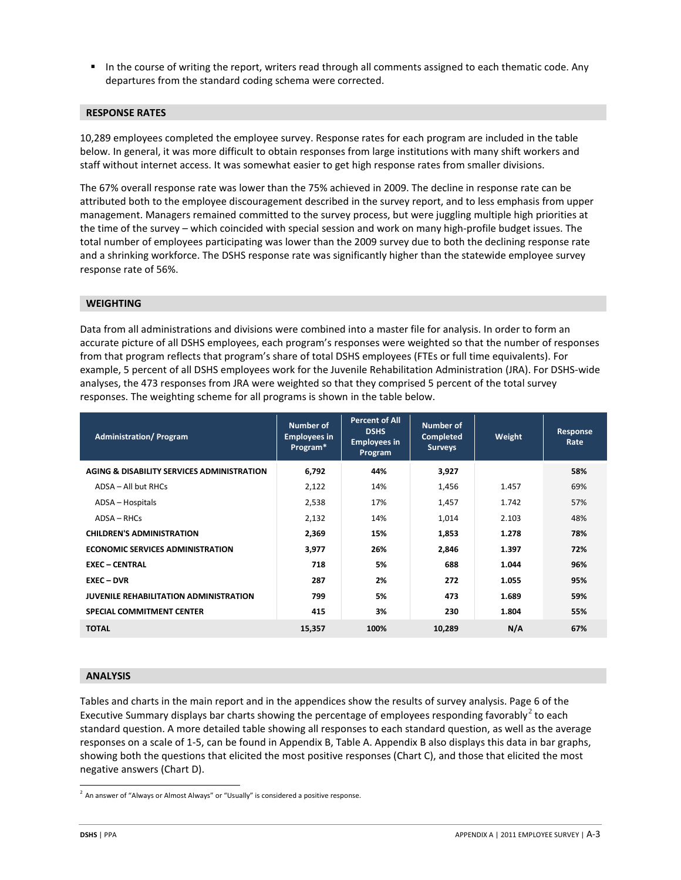- In the course of writing the report, writers read through all comments assigned to each thematic code. Any departures from the standard coding schema were corrected.

## RESPONSE RATES

10,289 employees completed the employee survey. Response rates for each program are included in the table below. In general, it was more difficult to obtain responses from large institutions with many shift workers and staff without internet access. It was somewhat easier to get high response rates from smaller divisions.

The 67% overall response rate was lower than the 75% achieved in 2009. The decline in response rate can be attributed both to the employee discouragement described in the survey report, and to less emphasis from upper management. Managers remained committed to the survey process, but were juggling multiple high priorities at the time of the survey – which coincided with special session and work on many high-profile budget issues. The total number of employees participating was lower than the 2009 survey due to both the declining response rate and a shrinking workforce. The DSHS response rate was significantly higher than the statewide employee survey response rate of 56%.

## WEIGHTING

Data from all administrations and divisions were combined into a master file for analysis. In order to form an accurate picture of all DSHS employees, each program's responses were weighted so that the number of responses from that program reflects that program's share of total DSHS employees (FTEs or full time equivalents). For example, 5 percent of all DSHS employees work for the Juvenile Rehabilitation Administration (JRA). For DSHS-wide analyses, the 473 responses from JRA were weighted so that they comprised 5 percent of the total survey responses. The weighting scheme for all programs is shown in the table below.

| Administration/ Program | Number of Employees in Program* | Percent of All DSHS Employees in Program | Number of Completed Surveys | Weight | Response Rate |
|---|---|---|---|---|---|
| **AGING & DISABILITY SERVICES ADMINISTRATION** | **6,792** | **44%** | **3,927** | | **58%** |
| ADSA – All but RHCs | 2,122 | 14% | 1,456 | 1.457 | 69% |
| ADSA – Hospitals | 2,538 | 17% | 1,457 | 1.742 | 57% |
| ADSA – RHCs | 2,132 | 14% | 1,014 | 2.103 | 48% |
| **CHILDREN'S ADMINISTRATION** | **2,369** | **15%** | **1,853** | **1.278** | **78%** |
| **ECONOMIC SERVICES ADMINISTRATION** | **3,977** | **26%** | **2,846** | **1.397** | **72%** |
| **EXEC – CENTRAL** | **718** | **5%** | **688** | **1.044** | **96%** |
| **EXEC – DVR** | **287** | **2%** | **272** | **1.055** | **95%** |
| **JUVENILE REHABILITATION ADMINISTRATION** | **799** | **5%** | **473** | **1.689** | **59%** |
| **SPECIAL COMMITMENT CENTER** | **415** | **3%** | **230** | **1.804** | **55%** |
| **TOTAL** | **15,357** | **100%** | **10,289** | **N/A** | **67%** |

## ANALYSIS

Tables and charts in the main report and in the appendices show the results of survey analysis. Page 6 of the Executive Summary displays bar charts showing the percentage of employees responding favorably[2] to each standard question. A more detailed table showing all responses to each standard question, as well as the average responses on a scale of 1-5, can be found in Appendix B, Table A. Appendix B also displays this data in bar graphs, showing both the questions that elicited the most positive responses (Chart C), and those that elicited the most negative answers (Chart D).

[2] An answer of "Always or Almost Always" or "Usually" is considered a positive response.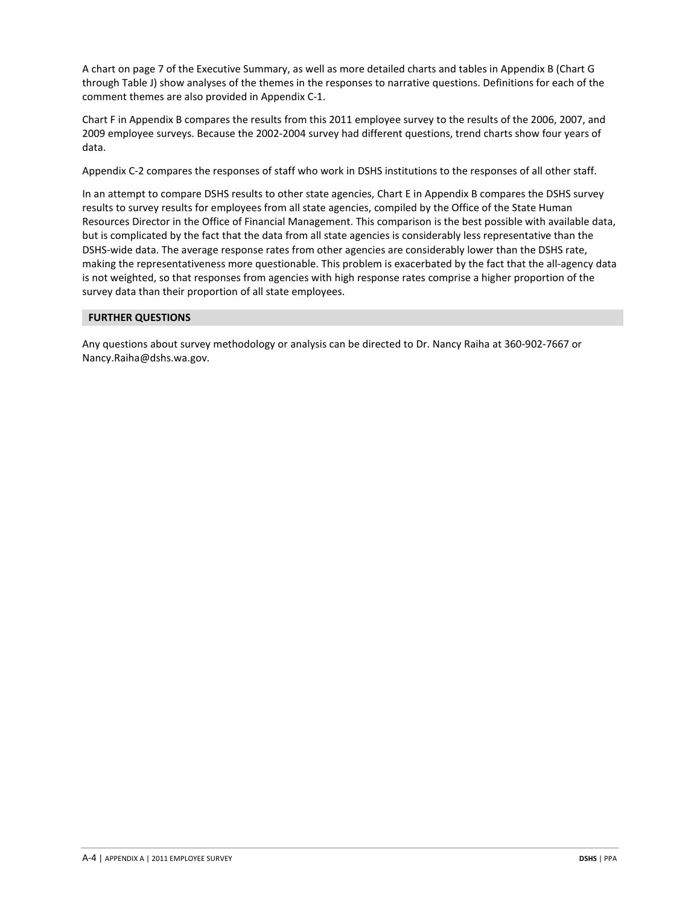A chart on page 7 of the Executive Summary, as well as more detailed charts and tables in Appendix B (Chart G through Table J) show analyses of the themes in the responses to narrative questions. Definitions for each of the comment themes are also provided in Appendix C-1.

Chart F in Appendix B compares the results from this 2011 employee survey to the results of the 2006, 2007, and 2009 employee surveys. Because the 2002-2004 survey had different questions, trend charts show four years of data.

Appendix C-2 compares the responses of staff who work in DSHS institutions to the responses of all other staff.

In an attempt to compare DSHS results to other state agencies, Chart E in Appendix B compares the DSHS survey results to survey results for employees from all state agencies, compiled by the Office of the State Human Resources Director in the Office of Financial Management. This comparison is the best possible with available data, but is complicated by the fact that the data from all state agencies is considerably less representative than the DSHS-wide data. The average response rates from other agencies are considerably lower than the DSHS rate, making the representativeness more questionable. This problem is exacerbated by the fact that the all-agency data is not weighted, so that responses from agencies with high response rates comprise a higher proportion of the survey data than their proportion of all state employees.

## FURTHER QUESTIONS

Any questions about survey methodology or analysis can be directed to Dr. Nancy Raiha at 360-902-7667 or Nancy.Raiha@dshs.wa.gov.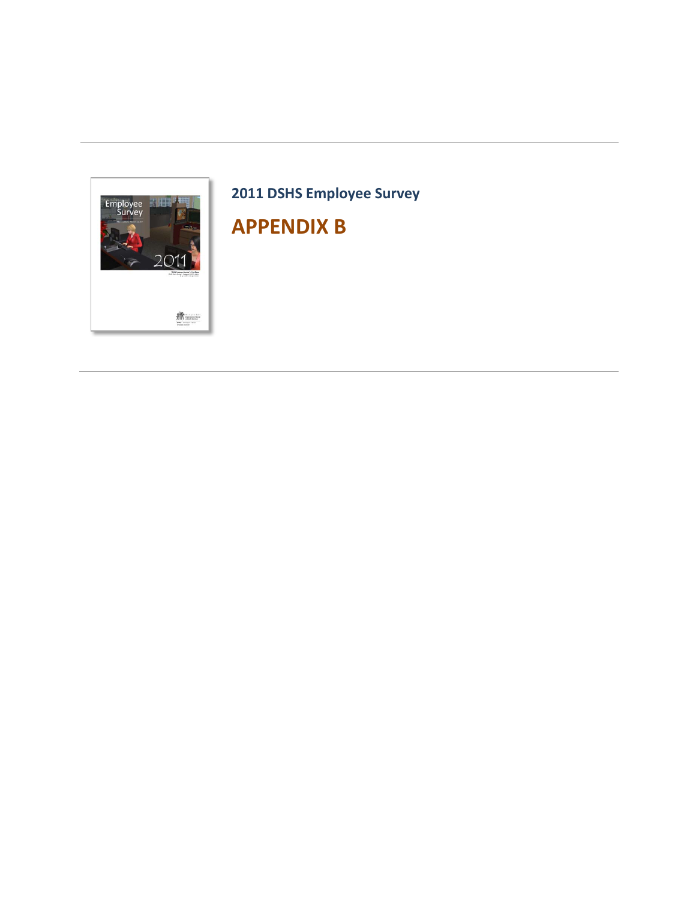## 2011 DSHS Employee Survey

# APPENDIX B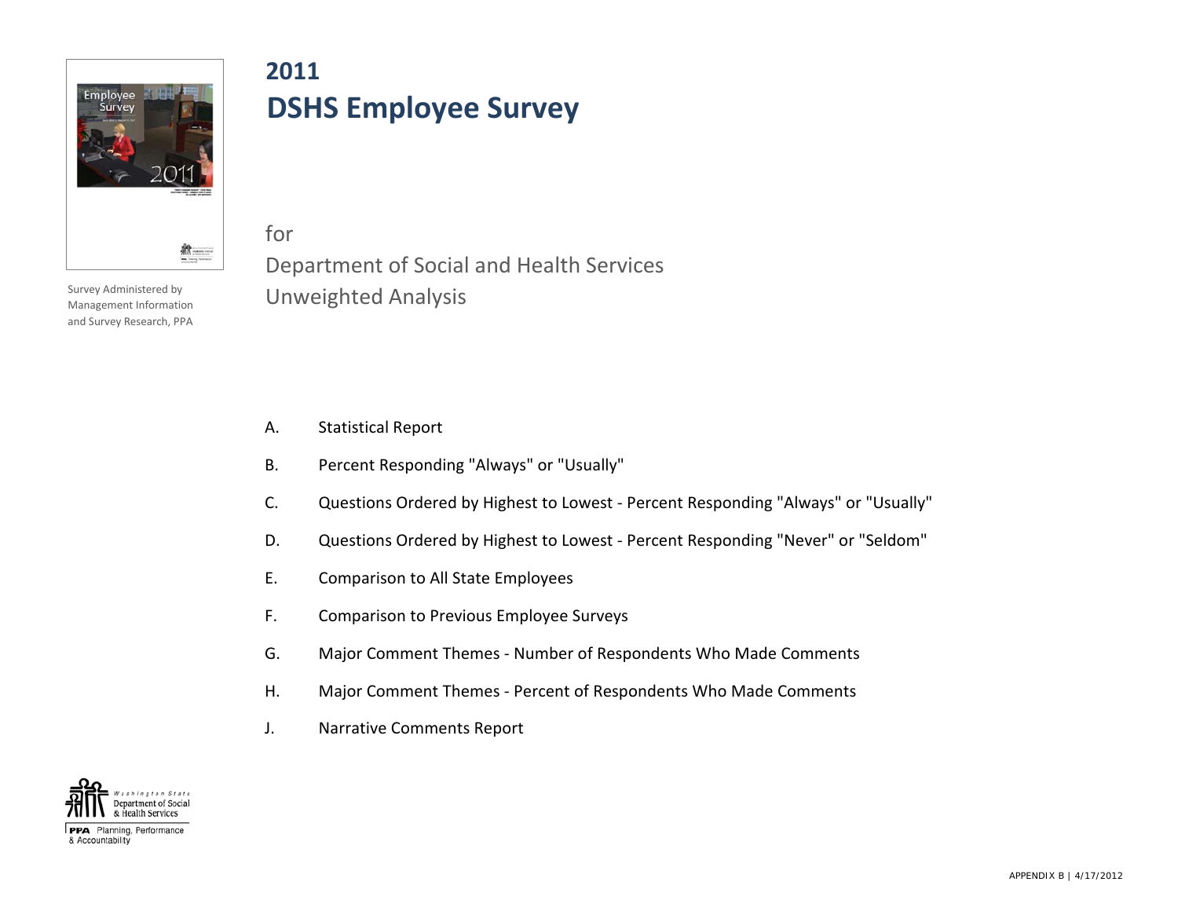# 2011
# DSHS Employee Survey

Survey Administered by Management Information and Survey Research, PPA

for
Department of Social and Health Services
Unweighted Analysis

A. Statistical Report

B. Percent Responding "Always" or "Usually"

C. Questions Ordered by Highest to Lowest - Percent Responding "Always" or "Usually"

D. Questions Ordered by Highest to Lowest - Percent Responding "Never" or "Seldom"

E. Comparison to All State Employees

F. Comparison to Previous Employee Surveys

G. Major Comment Themes - Number of Respondents Who Made Comments

H. Major Comment Themes - Percent of Respondents Who Made Comments

J. Narrative Comments Report

Washington State Department of Social & Health Services

PPA Planning, Performance & Accountability

APPENDIX B | 4/17/2012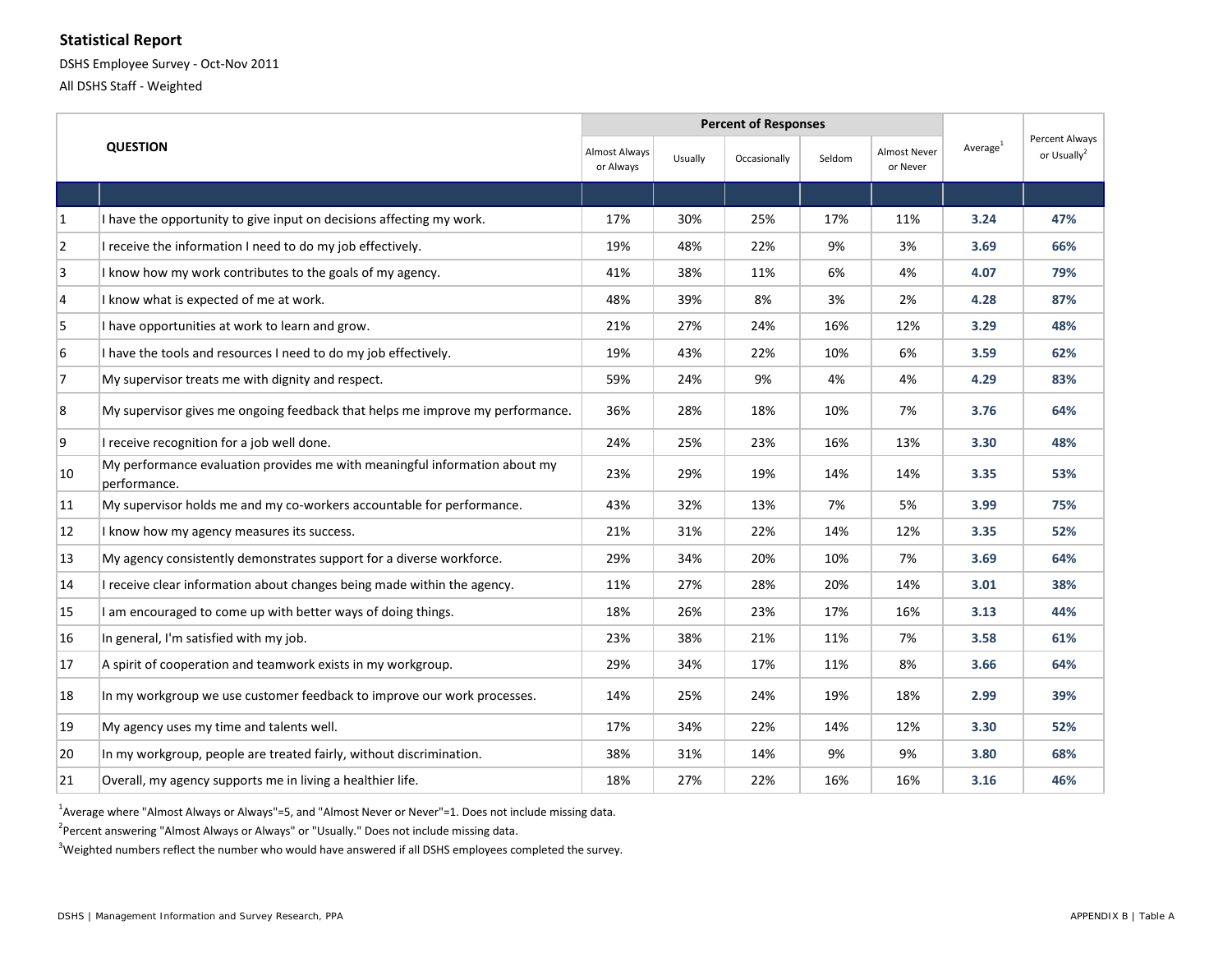## Statistical Report

DSHS Employee Survey - Oct-Nov 2011

All DSHS Staff - Weighted

| | QUESTION | Percent of Responses | | | | | Average[1] | Percent Always or Usually[2] |
|---|---|---|---|---|---|---|---|---|
| | | Almost Always or Always | Usually | Occasionally | Seldom | Almost Never or Never | | |
| 1 | I have the opportunity to give input on decisions affecting my work. | 17% | 30% | 25% | 17% | 11% | **3.24** | **47%** |
| 2 | I receive the information I need to do my job effectively. | 19% | 48% | 22% | 9% | 3% | **3.69** | **66%** |
| 3 | I know how my work contributes to the goals of my agency. | 41% | 38% | 11% | 6% | 4% | **4.07** | **79%** |
| 4 | I know what is expected of me at work. | 48% | 39% | 8% | 3% | 2% | **4.28** | **87%** |
| 5 | I have opportunities at work to learn and grow. | 21% | 27% | 24% | 16% | 12% | **3.29** | **48%** |
| 6 | I have the tools and resources I need to do my job effectively. | 19% | 43% | 22% | 10% | 6% | **3.59** | **62%** |
| 7 | My supervisor treats me with dignity and respect. | 59% | 24% | 9% | 4% | 4% | **4.29** | **83%** |
| 8 | My supervisor gives me ongoing feedback that helps me improve my performance. | 36% | 28% | 18% | 10% | 7% | **3.76** | **64%** |
| 9 | I receive recognition for a job well done. | 24% | 25% | 23% | 16% | 13% | **3.30** | **48%** |
| 10 | My performance evaluation provides me with meaningful information about my performance. | 23% | 29% | 19% | 14% | 14% | **3.35** | **53%** |
| 11 | My supervisor holds me and my co-workers accountable for performance. | 43% | 32% | 13% | 7% | 5% | **3.99** | **75%** |
| 12 | I know how my agency measures its success. | 21% | 31% | 22% | 14% | 12% | **3.35** | **52%** |
| 13 | My agency consistently demonstrates support for a diverse workforce. | 29% | 34% | 20% | 10% | 7% | **3.69** | **64%** |
| 14 | I receive clear information about changes being made within the agency. | 11% | 27% | 28% | 20% | 14% | **3.01** | **38%** |
| 15 | I am encouraged to come up with better ways of doing things. | 18% | 26% | 23% | 17% | 16% | **3.13** | **44%** |
| 16 | In general, I'm satisfied with my job. | 23% | 38% | 21% | 11% | 7% | **3.58** | **61%** |
| 17 | A spirit of cooperation and teamwork exists in my workgroup. | 29% | 34% | 17% | 11% | 8% | **3.66** | **64%** |
| 18 | In my workgroup we use customer feedback to improve our work processes. | 14% | 25% | 24% | 19% | 18% | **2.99** | **39%** |
| 19 | My agency uses my time and talents well. | 17% | 34% | 22% | 14% | 12% | **3.30** | **52%** |
| 20 | In my workgroup, people are treated fairly, without discrimination. | 38% | 31% | 14% | 9% | 9% | **3.80** | **68%** |
| 21 | Overall, my agency supports me in living a healthier life. | 18% | 27% | 22% | 16% | 16% | **3.16** | **46%** |

[1]Average where "Almost Always or Always"=5, and "Almost Never or Never"=1. Does not include missing data.

[2]Percent answering "Almost Always or Always" or "Usually." Does not include missing data.

[3]Weighted numbers reflect the number who would have answered if all DSHS employees completed the survey.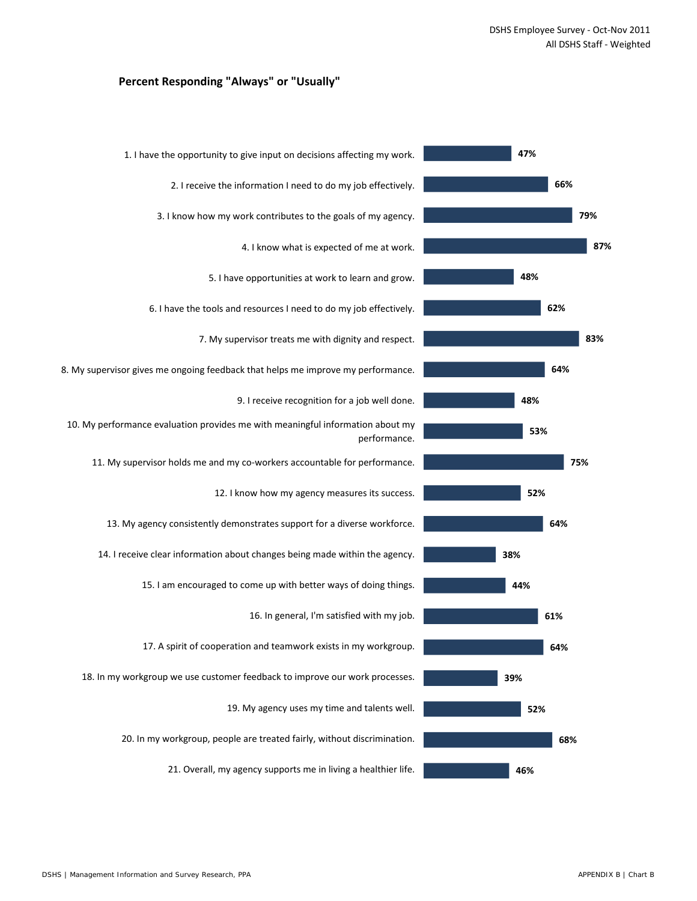DSHS Employee Survey - Oct-Nov 2011
All DSHS Staff - Weighted

## Percent Responding "Always" or "Usually"

| Question | Percent |
| --- | --- |
| 1. I have the opportunity to give input on decisions affecting my work. | 47% |
| 2. I receive the information I need to do my job effectively. | 66% |
| 3. I know how my work contributes to the goals of my agency. | 79% |
| 4. I know what is expected of me at work. | 87% |
| 5. I have opportunities at work to learn and grow. | 48% |
| 6. I have the tools and resources I need to do my job effectively. | 62% |
| 7. My supervisor treats me with dignity and respect. | 83% |
| 8. My supervisor gives me ongoing feedback that helps me improve my performance. | 64% |
| 9. I receive recognition for a job well done. | 48% |
| 10. My performance evaluation provides me with meaningful information about my performance. | 53% |
| 11. My supervisor holds me and my co-workers accountable for performance. | 75% |
| 12. I know how my agency measures its success. | 52% |
| 13. My agency consistently demonstrates support for a diverse workforce. | 64% |
| 14. I receive clear information about changes being made within the agency. | 38% |
| 15. I am encouraged to come up with better ways of doing things. | 44% |
| 16. In general, I'm satisfied with my job. | 61% |
| 17. A spirit of cooperation and teamwork exists in my workgroup. | 64% |
| 18. In my workgroup we use customer feedback to improve our work processes. | 39% |
| 19. My agency uses my time and talents well. | 52% |
| 20. In my workgroup, people are treated fairly, without discrimination. | 68% |
| 21. Overall, my agency supports me in living a healthier life. | 46% |

DSHS | Management Information and Survey Research, PPA

APPENDIX B | Chart B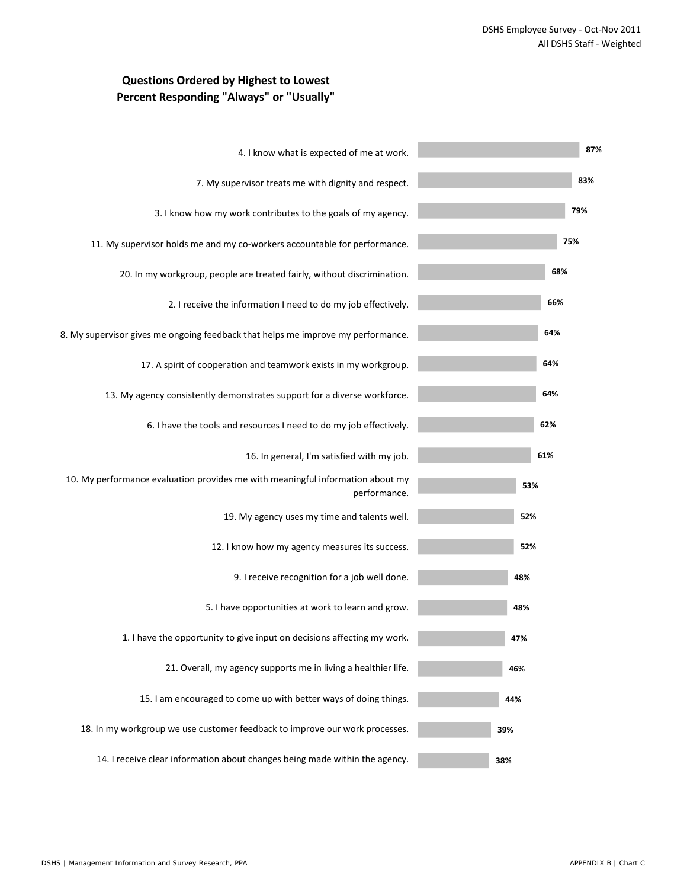## Questions Ordered by Highest to Lowest Percent Responding "Always" or "Usually"

| Question | Percent |
|---|---|
| 4. I know what is expected of me at work. | 87% |
| 7. My supervisor treats me with dignity and respect. | 83% |
| 3. I know how my work contributes to the goals of my agency. | 79% |
| 11. My supervisor holds me and my co-workers accountable for performance. | 75% |
| 20. In my workgroup, people are treated fairly, without discrimination. | 68% |
| 2. I receive the information I need to do my job effectively. | 66% |
| 8. My supervisor gives me ongoing feedback that helps me improve my performance. | 64% |
| 17. A spirit of cooperation and teamwork exists in my workgroup. | 64% |
| 13. My agency consistently demonstrates support for a diverse workforce. | 64% |
| 6. I have the tools and resources I need to do my job effectively. | 62% |
| 16. In general, I'm satisfied with my job. | 61% |
| 10. My performance evaluation provides me with meaningful information about my performance. | 53% |
| 19. My agency uses my time and talents well. | 52% |
| 12. I know how my agency measures its success. | 52% |
| 9. I receive recognition for a job well done. | 48% |
| 5. I have opportunities at work to learn and grow. | 48% |
| 1. I have the opportunity to give input on decisions affecting my work. | 47% |
| 21. Overall, my agency supports me in living a healthier life. | 46% |
| 15. I am encouraged to come up with better ways of doing things. | 44% |
| 18. In my workgroup we use customer feedback to improve our work processes. | 39% |
| 14. I receive clear information about changes being made within the agency. | 38% |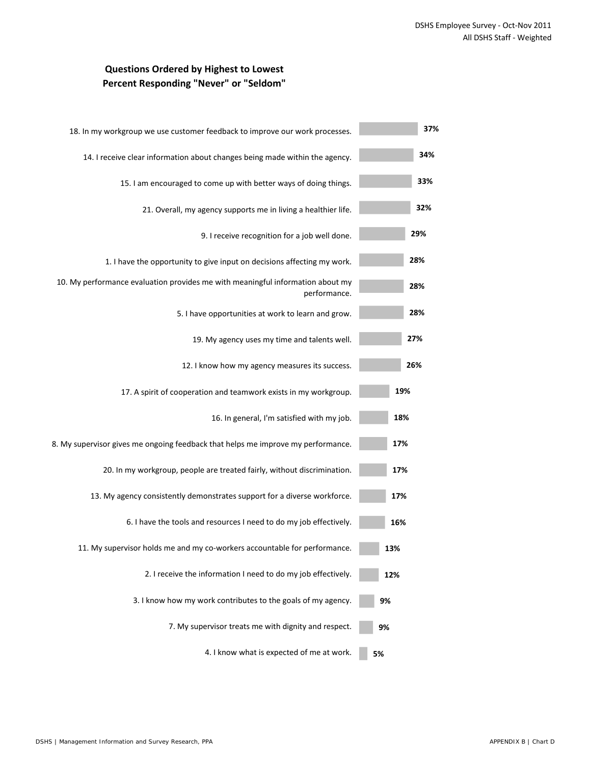## Questions Ordered by Highest to Lowest Percent Responding "Never" or "Seldom"

| Question | Percent |
|---|---|
| 18. In my workgroup we use customer feedback to improve our work processes. | 37% |
| 14. I receive clear information about changes being made within the agency. | 34% |
| 15. I am encouraged to come up with better ways of doing things. | 33% |
| 21. Overall, my agency supports me in living a healthier life. | 32% |
| 9. I receive recognition for a job well done. | 29% |
| 1. I have the opportunity to give input on decisions affecting my work. | 28% |
| 10. My performance evaluation provides me with meaningful information about my performance. | 28% |
| 5. I have opportunities at work to learn and grow. | 28% |
| 19. My agency uses my time and talents well. | 27% |
| 12. I know how my agency measures its success. | 26% |
| 17. A spirit of cooperation and teamwork exists in my workgroup. | 19% |
| 16. In general, I'm satisfied with my job. | 18% |
| 8. My supervisor gives me ongoing feedback that helps me improve my performance. | 17% |
| 20. In my workgroup, people are treated fairly, without discrimination. | 17% |
| 13. My agency consistently demonstrates support for a diverse workforce. | 17% |
| 6. I have the tools and resources I need to do my job effectively. | 16% |
| 11. My supervisor holds me and my co-workers accountable for performance. | 13% |
| 2. I receive the information I need to do my job effectively. | 12% |
| 3. I know how my work contributes to the goals of my agency. | 9% |
| 7. My supervisor treats me with dignity and respect. | 9% |
| 4. I know what is expected of me at work. | 5% |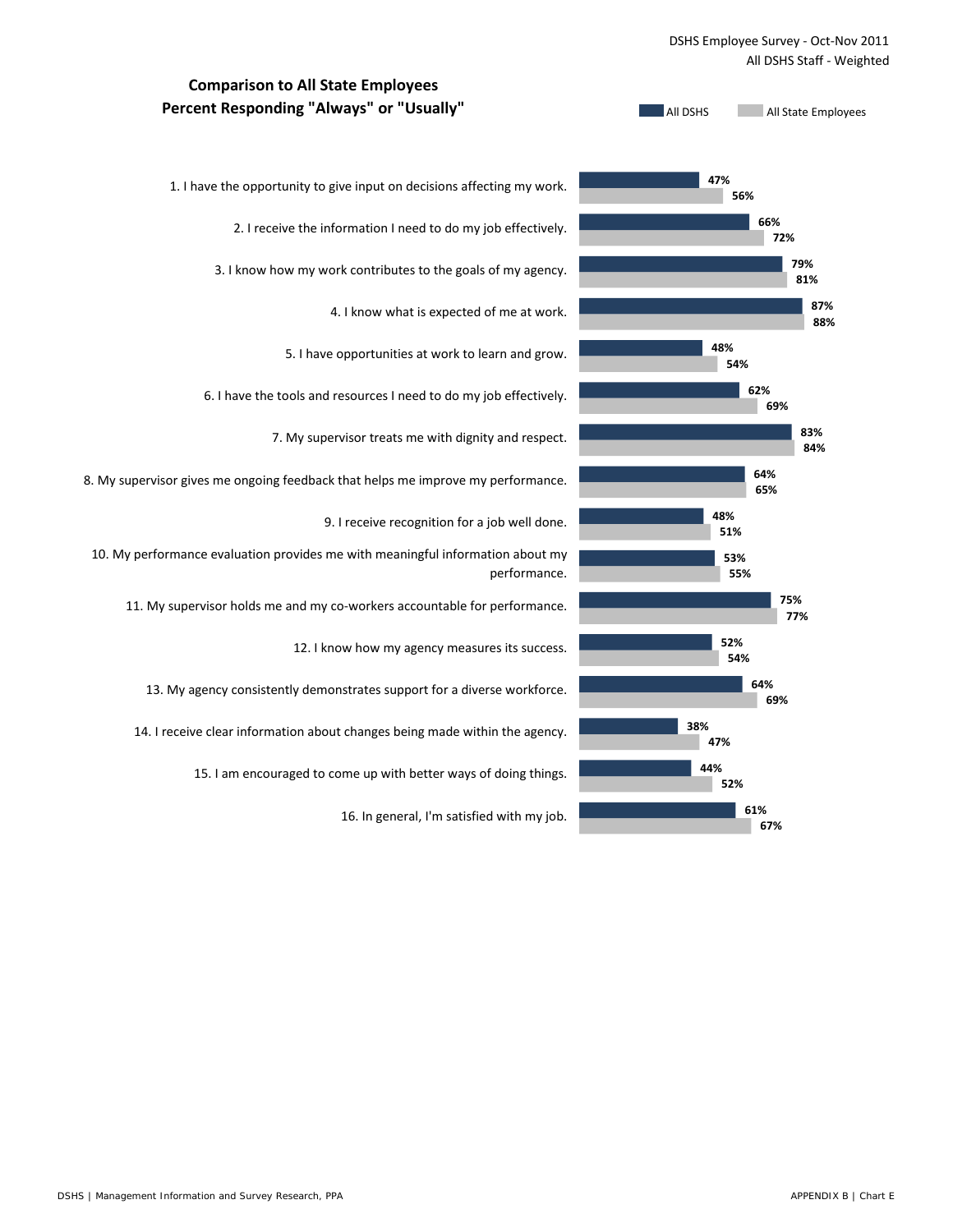DSHS Employee Survey - Oct-Nov 2011
All DSHS Staff - Weighted

## Comparison to All State Employees
## Percent Responding "Always" or "Usually"

| Question | All DSHS | All State Employees |
|---|---|---|
| 1. I have the opportunity to give input on decisions affecting my work. | 47% | 56% |
| 2. I receive the information I need to do my job effectively. | 66% | 72% |
| 3. I know how my work contributes to the goals of my agency. | 79% | 81% |
| 4. I know what is expected of me at work. | 87% | 88% |
| 5. I have opportunities at work to learn and grow. | 48% | 54% |
| 6. I have the tools and resources I need to do my job effectively. | 62% | 69% |
| 7. My supervisor treats me with dignity and respect. | 83% | 84% |
| 8. My supervisor gives me ongoing feedback that helps me improve my performance. | 64% | 65% |
| 9. I receive recognition for a job well done. | 48% | 51% |
| 10. My performance evaluation provides me with meaningful information about my performance. | 53% | 55% |
| 11. My supervisor holds me and my co-workers accountable for performance. | 75% | 77% |
| 12. I know how my agency measures its success. | 52% | 54% |
| 13. My agency consistently demonstrates support for a diverse workforce. | 64% | 69% |
| 14. I receive clear information about changes being made within the agency. | 38% | 47% |
| 15. I am encouraged to come up with better ways of doing things. | 44% | 52% |
| 16. In general, I'm satisfied with my job. | 61% | 67% |

DSHS | Management Information and Survey Research, PPA

APPENDIX B | Chart E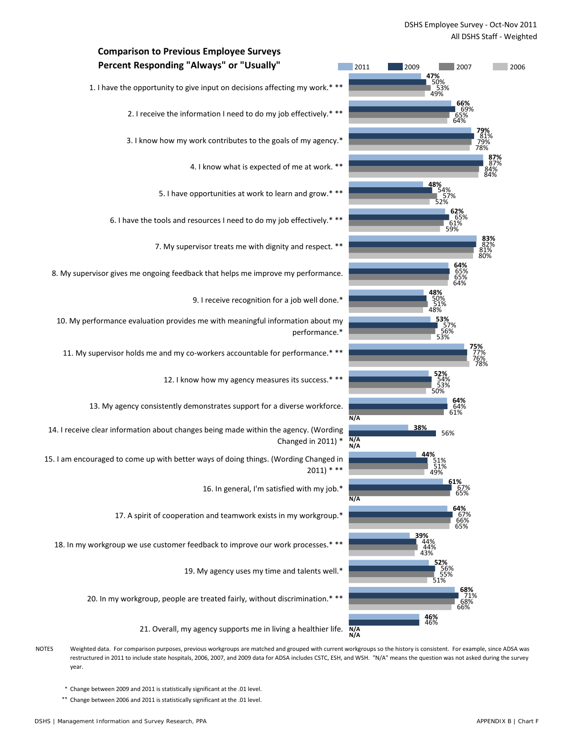DSHS Employee Survey - Oct-Nov 2011
All DSHS Staff - Weighted

## Comparison to Previous Employee Surveys
## Percent Responding "Always" or "Usually"

| Question | 2011 | 2009 | 2007 | 2006 |
|---|---|---|---|---|
| 1. I have the opportunity to give input on decisions affecting my work.* ** | 47% | 50% | 53% | 49% |
| 2. I receive the information I need to do my job effectively.* ** | 66% | 69% | 65% | 64% |
| 3. I know how my work contributes to the goals of my agency.* | 79% | 81% | 79% | 78% |
| 4. I know what is expected of me at work. ** | 87% | 87% | 84% | 84% |
| 5. I have opportunities at work to learn and grow.* ** | 48% | 54% | 57% | 52% |
| 6. I have the tools and resources I need to do my job effectively.* ** | 62% | 65% | 61% | 59% |
| 7. My supervisor treats me with dignity and respect. ** | 83% | 82% | 81% | 80% |
| 8. My supervisor gives me ongoing feedback that helps me improve my performance. | 64% | 65% | 65% | 64% |
| 9. I receive recognition for a job well done.* | 48% | 50% | 51% | 48% |
| 10. My performance evaluation provides me with meaningful information about my performance.* | 53% | 57% | 56% | 53% |
| 11. My supervisor holds me and my co-workers accountable for performance.* ** | 75% | 77% | 76% | 78% |
| 12. I know how my agency measures its success.* ** | 52% | 54% | 53% | 50% |
| 13. My agency consistently demonstrates support for a diverse workforce. | 64% | 64% | 61% | N/A |
| 14. I receive clear information about changes being made within the agency. (Wording Changed in 2011) * | 38% | 56% | N/A | N/A |
| 15. I am encouraged to come up with better ways of doing things. (Wording Changed in 2011) * ** | 44% | 51% | 51% | 49% |
| 16. In general, I'm satisfied with my job.* | 61% | 67% | 65% | N/A |
| 17. A spirit of cooperation and teamwork exists in my workgroup.* | 64% | 67% | 66% | 65% |
| 18. In my workgroup we use customer feedback to improve our work processes.* ** | 39% | 44% | 44% | 43% |
| 19. My agency uses my time and talents well.* | 52% | 56% | 55% | 51% |
| 20. In my workgroup, people are treated fairly, without discrimination.* ** | 68% | 71% | 68% | 66% |
| 21. Overall, my agency supports me in living a healthier life. | 46% | 46% | N/A | N/A |

NOTES Weighted data. For comparison purposes, previous workgroups are matched and grouped with current workgroups so the history is consistent. For example, since ADSA was restructured in 2011 to include state hospitals, 2006, 2007, and 2009 data for ADSA includes CSTC, ESH, and WSH. "N/A" means the question was not asked during the survey year.

\* Change between 2009 and 2011 is statistically significant at the .01 level.

\*\* Change between 2006 and 2011 is statistically significant at the .01 level.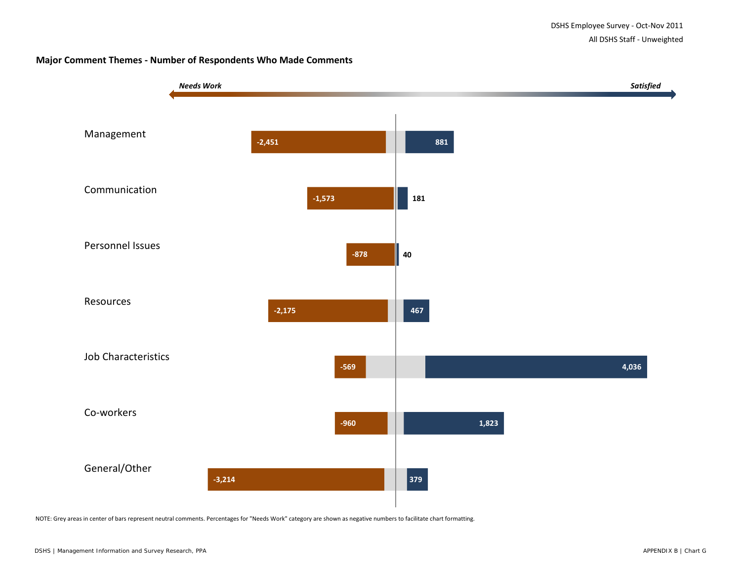DSHS Employee Survey - Oct-Nov 2011

All DSHS Staff - Unweighted

**Major Comment Themes - Number of Respondents Who Made Comments**

*Needs Work* ← → *Satisfied*

| Theme | Needs Work | Satisfied |
|---|---|---|
| Management | -2,451 | 881 |
| Communication | -1,573 | 181 |
| Personnel Issues | -878 | 40 |
| Resources | -2,175 | 467 |
| Job Characteristics | -569 | 4,036 |
| Co-workers | -960 | 1,823 |
| General/Other | -3,214 | 379 |

NOTE: Grey areas in center of bars represent neutral comments. Percentages for "Needs Work" category are shown as negative numbers to facilitate chart formatting.

DSHS | Management Information and Survey Research, PPA

APPENDIX B | Chart G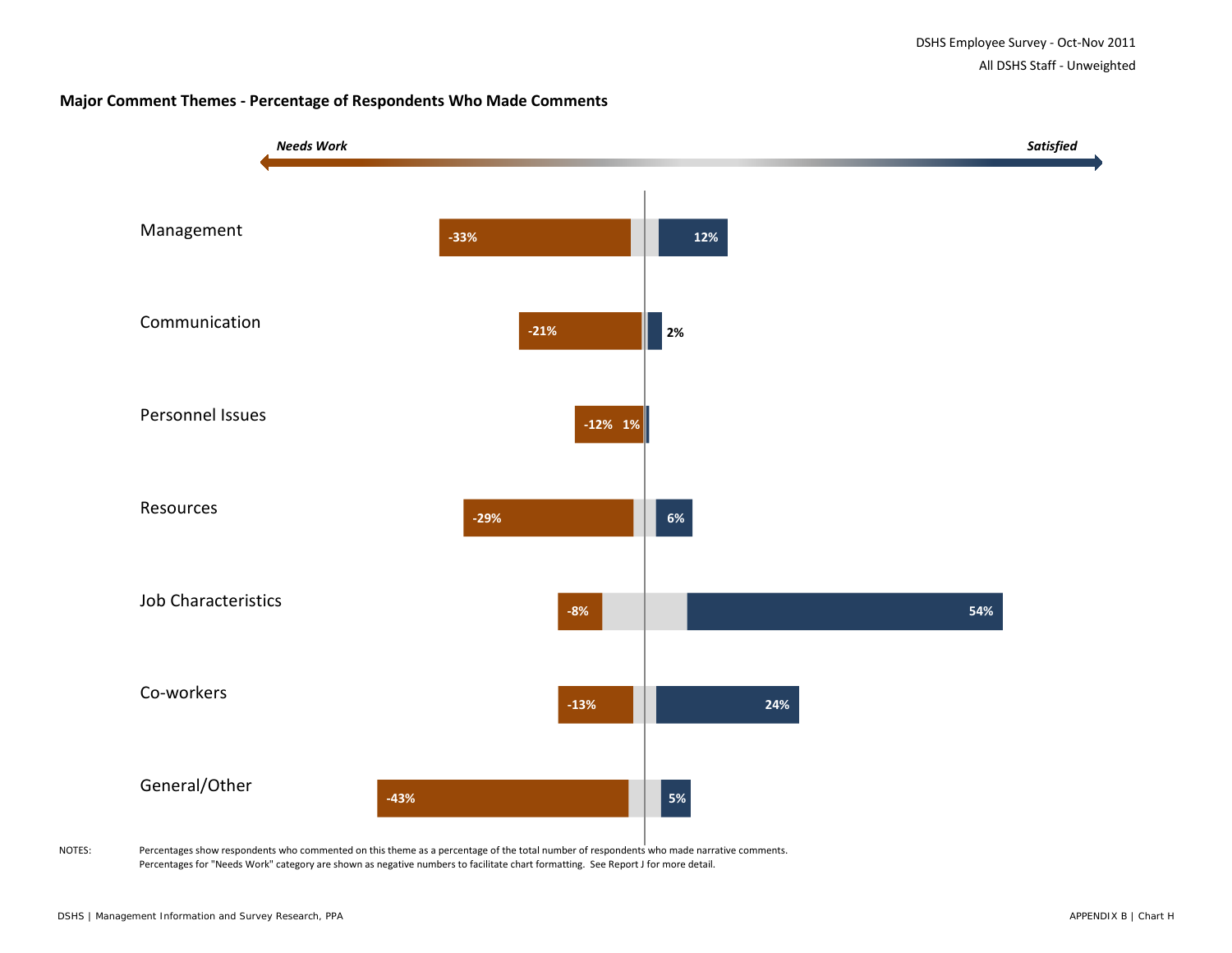DSHS Employee Survey - Oct-Nov 2011

All DSHS Staff - Unweighted

**Major Comment Themes - Percentage of Respondents Who Made Comments**

*Needs Work* ← → *Satisfied*

| Theme | Needs Work | Satisfied |
|---|---|---|
| Management | -33% | 12% |
| Communication | -21% | 2% |
| Personnel Issues | -12% | 1% |
| Resources | -29% | 6% |
| Job Characteristics | -8% | 54% |
| Co-workers | -13% | 24% |
| General/Other | -43% | 5% |

NOTES: Percentages show respondents who commented on this theme as a percentage of the total number of respondents who made narrative comments.
Percentages for "Needs Work" category are shown as negative numbers to facilitate chart formatting. See Report J for more detail.

DSHS | Management Information and Survey Research, PPA

APPENDIX B | Chart H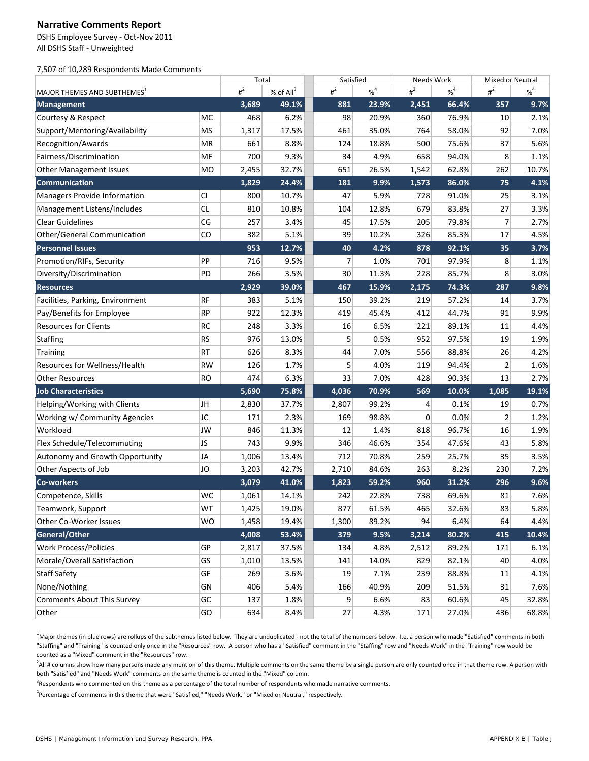## Narrative Comments Report

DSHS Employee Survey - Oct-Nov 2011
All DSHS Staff - Unweighted

7,507 of 10,289 Respondents Made Comments

| MAJOR THEMES AND SUBTHEMES[1] | | Total | | Satisfied | | Needs Work | | Mixed or Neutral | |
|---|---|---|---|---|---|---|---|---|---|
| | | #[2] | % of All[3] | #[2] | %[4] | #[2] | %[4] | #[2] | %[4] |
| **Management** | | **3,689** | **49.1%** | **881** | **23.9%** | **2,451** | **66.4%** | **357** | **9.7%** |
| Courtesy & Respect | MC | 468 | 6.2% | 98 | 20.9% | 360 | 76.9% | 10 | 2.1% |
| Support/Mentoring/Availability | MS | 1,317 | 17.5% | 461 | 35.0% | 764 | 58.0% | 92 | 7.0% |
| Recognition/Awards | MR | 661 | 8.8% | 124 | 18.8% | 500 | 75.6% | 37 | 5.6% |
| Fairness/Discrimination | MF | 700 | 9.3% | 34 | 4.9% | 658 | 94.0% | 8 | 1.1% |
| Other Management Issues | MO | 2,455 | 32.7% | 651 | 26.5% | 1,542 | 62.8% | 262 | 10.7% |
| **Communication** | | **1,829** | **24.4%** | **181** | **9.9%** | **1,573** | **86.0%** | **75** | **4.1%** |
| Managers Provide Information | CI | 800 | 10.7% | 47 | 5.9% | 728 | 91.0% | 25 | 3.1% |
| Management Listens/Includes | CL | 810 | 10.8% | 104 | 12.8% | 679 | 83.8% | 27 | 3.3% |
| Clear Guidelines | CG | 257 | 3.4% | 45 | 17.5% | 205 | 79.8% | 7 | 2.7% |
| Other/General Communication | CO | 382 | 5.1% | 39 | 10.2% | 326 | 85.3% | 17 | 4.5% |
| **Personnel Issues** | | **953** | **12.7%** | **40** | **4.2%** | **878** | **92.1%** | **35** | **3.7%** |
| Promotion/RIFs, Security | PP | 716 | 9.5% | 7 | 1.0% | 701 | 97.9% | 8 | 1.1% |
| Diversity/Discrimination | PD | 266 | 3.5% | 30 | 11.3% | 228 | 85.7% | 8 | 3.0% |
| **Resources** | | **2,929** | **39.0%** | **467** | **15.9%** | **2,175** | **74.3%** | **287** | **9.8%** |
| Facilities, Parking, Environment | RF | 383 | 5.1% | 150 | 39.2% | 219 | 57.2% | 14 | 3.7% |
| Pay/Benefits for Employee | RP | 922 | 12.3% | 419 | 45.4% | 412 | 44.7% | 91 | 9.9% |
| Resources for Clients | RC | 248 | 3.3% | 16 | 6.5% | 221 | 89.1% | 11 | 4.4% |
| Staffing | RS | 976 | 13.0% | 5 | 0.5% | 952 | 97.5% | 19 | 1.9% |
| Training | RT | 626 | 8.3% | 44 | 7.0% | 556 | 88.8% | 26 | 4.2% |
| Resources for Wellness/Health | RW | 126 | 1.7% | 5 | 4.0% | 119 | 94.4% | 2 | 1.6% |
| Other Resources | RO | 474 | 6.3% | 33 | 7.0% | 428 | 90.3% | 13 | 2.7% |
| **Job Characteristics** | | **5,690** | **75.8%** | **4,036** | **70.9%** | **569** | **10.0%** | **1,085** | **19.1%** |
| Helping/Working with Clients | JH | 2,830 | 37.7% | 2,807 | 99.2% | 4 | 0.1% | 19 | 0.7% |
| Working w/ Community Agencies | JC | 171 | 2.3% | 169 | 98.8% | 0 | 0.0% | 2 | 1.2% |
| Workload | JW | 846 | 11.3% | 12 | 1.4% | 818 | 96.7% | 16 | 1.9% |
| Flex Schedule/Telecommuting | JS | 743 | 9.9% | 346 | 46.6% | 354 | 47.6% | 43 | 5.8% |
| Autonomy and Growth Opportunity | JA | 1,006 | 13.4% | 712 | 70.8% | 259 | 25.7% | 35 | 3.5% |
| Other Aspects of Job | JO | 3,203 | 42.7% | 2,710 | 84.6% | 263 | 8.2% | 230 | 7.2% |
| **Co-workers** | | **3,079** | **41.0%** | **1,823** | **59.2%** | **960** | **31.2%** | **296** | **9.6%** |
| Competence, Skills | WC | 1,061 | 14.1% | 242 | 22.8% | 738 | 69.6% | 81 | 7.6% |
| Teamwork, Support | WT | 1,425 | 19.0% | 877 | 61.5% | 465 | 32.6% | 83 | 5.8% |
| Other Co-Worker Issues | WO | 1,458 | 19.4% | 1,300 | 89.2% | 94 | 6.4% | 64 | 4.4% |
| **General/Other** | | **4,008** | **53.4%** | **379** | **9.5%** | **3,214** | **80.2%** | **415** | **10.4%** |
| Work Process/Policies | GP | 2,817 | 37.5% | 134 | 4.8% | 2,512 | 89.2% | 171 | 6.1% |
| Morale/Overall Satisfaction | GS | 1,010 | 13.5% | 141 | 14.0% | 829 | 82.1% | 40 | 4.0% |
| Staff Safety | GF | 269 | 3.6% | 19 | 7.1% | 239 | 88.8% | 11 | 4.1% |
| None/Nothing | GN | 406 | 5.4% | 166 | 40.9% | 209 | 51.5% | 31 | 7.6% |
| Comments About This Survey | GC | 137 | 1.8% | 9 | 6.6% | 83 | 60.6% | 45 | 32.8% |
| Other | GO | 634 | 8.4% | 27 | 4.3% | 171 | 27.0% | 436 | 68.8% |

[1]Major themes (in blue rows) are rollups of the subthemes listed below. They are unduplicated - not the total of the numbers below. I.e, a person who made "Satisfied" comments in both "Staffing" and "Training" is counted only once in the "Resources" row. A person who has a "Satisfied" comment in the "Staffing" row and "Needs Work" in the "Training" row would be counted as a "Mixed" comment in the "Resources" row.

[2]All # columns show how many persons made any mention of this theme. Multiple comments on the same theme by a single person are only counted once in that theme row. A person with both "Satisfied" and "Needs Work" comments on the same theme is counted in the "Mixed" column.

[3]Respondents who commented on this theme as a percentage of the total number of respondents who made narrative comments.

[4]Percentage of comments in this theme that were "Satisfied," "Needs Work," or "Mixed or Neutral," respectively.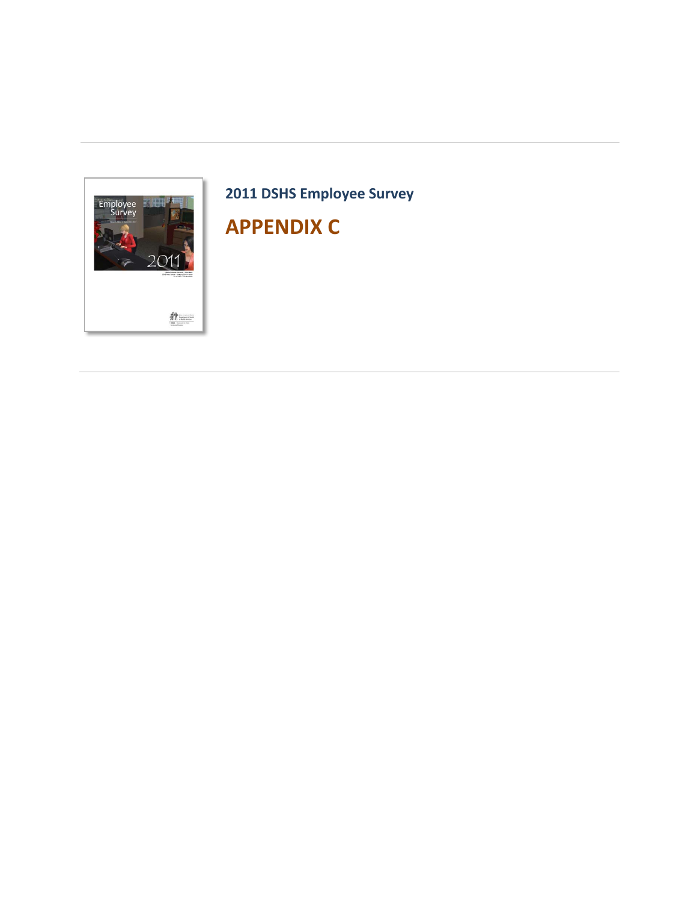**2011 DSHS Employee Survey**

# APPENDIX C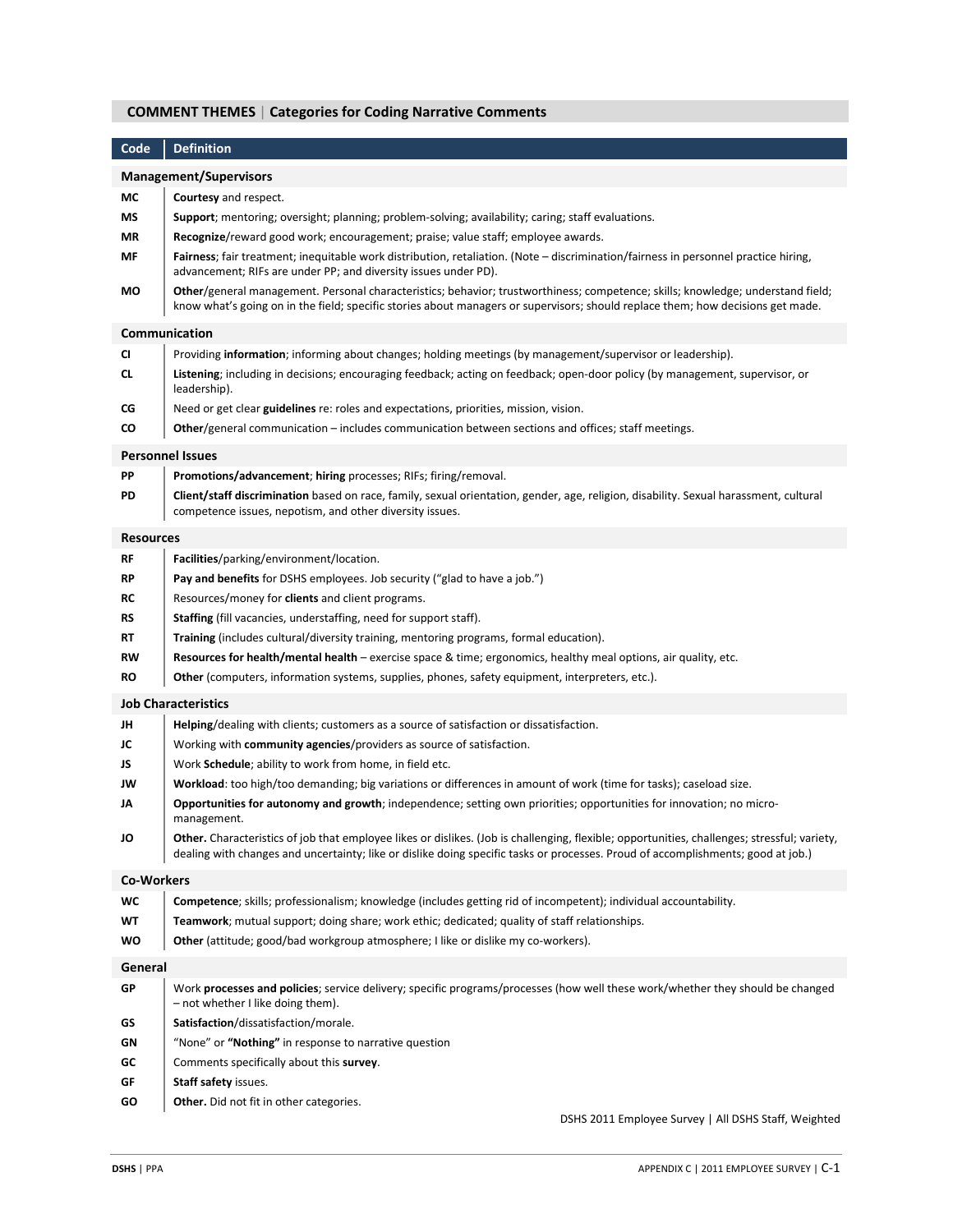## COMMENT THEMES | Categories for Coding Narrative Comments

| Code | Definition |
|---|---|
| **Management/Supervisors** | |
| **MC** | **Courtesy** and respect. |
| **MS** | **Support**; mentoring; oversight; planning; problem-solving; availability; caring; staff evaluations. |
| **MR** | **Recognize**/reward good work; encouragement; praise; value staff; employee awards. |
| **MF** | **Fairness**; fair treatment; inequitable work distribution, retaliation. (Note – discrimination/fairness in personnel practice hiring, advancement; RIFs are under PP; and diversity issues under PD). |
| **MO** | **Other**/general management. Personal characteristics; behavior; trustworthiness; competence; skills; knowledge; understand field; know what's going on in the field; specific stories about managers or supervisors; should replace them; how decisions get made. |
| **Communication** | |
| **CI** | Providing **information**; informing about changes; holding meetings (by management/supervisor or leadership). |
| **CL** | **Listening**; including in decisions; encouraging feedback; acting on feedback; open-door policy (by management, supervisor, or leadership). |
| **CG** | Need or get clear **guidelines** re: roles and expectations, priorities, mission, vision. |
| **CO** | **Other**/general communication – includes communication between sections and offices; staff meetings. |
| **Personnel Issues** | |
| **PP** | **Promotions/advancement**; **hiring** processes; RIFs; firing/removal. |
| **PD** | **Client/staff discrimination** based on race, family, sexual orientation, gender, age, religion, disability. Sexual harassment, cultural competence issues, nepotism, and other diversity issues. |
| **Resources** | |
| **RF** | **Facilities**/parking/environment/location. |
| **RP** | **Pay and benefits** for DSHS employees. Job security ("glad to have a job.") |
| **RC** | Resources/money for **clients** and client programs. |
| **RS** | **Staffing** (fill vacancies, understaffing, need for support staff). |
| **RT** | **Training** (includes cultural/diversity training, mentoring programs, formal education). |
| **RW** | **Resources for health/mental health** – exercise space & time; ergonomics, healthy meal options, air quality, etc. |
| **RO** | **Other** (computers, information systems, supplies, phones, safety equipment, interpreters, etc.). |
| **Job Characteristics** | |
| **JH** | **Helping**/dealing with clients; customers as a source of satisfaction or dissatisfaction. |
| **JC** | Working with **community agencies**/providers as source of satisfaction. |
| **JS** | Work **Schedule**; ability to work from home, in field etc. |
| **JW** | **Workload**: too high/too demanding; big variations or differences in amount of work (time for tasks); caseload size. |
| **JA** | **Opportunities for autonomy and growth**; independence; setting own priorities; opportunities for innovation; no micro-management. |
| **JO** | **Other.** Characteristics of job that employee likes or dislikes. (Job is challenging, flexible; opportunities, challenges; stressful; variety, dealing with changes and uncertainty; like or dislike doing specific tasks or processes. Proud of accomplishments; good at job.) |
| **Co-Workers** | |
| **WC** | **Competence**; skills; professionalism; knowledge (includes getting rid of incompetent); individual accountability. |
| **WT** | **Teamwork**; mutual support; doing share; work ethic; dedicated; quality of staff relationships. |
| **WO** | **Other** (attitude; good/bad workgroup atmosphere; I like or dislike my co-workers). |
| **General** | |
| **GP** | Work **processes and policies**; service delivery; specific programs/processes (how well these work/whether they should be changed – not whether I like doing them). |
| **GS** | **Satisfaction**/dissatisfaction/morale. |
| **GN** | "None" or **"Nothing"** in response to narrative question |
| **GC** | Comments specifically about this **survey**. |
| **GF** | **Staff safety** issues. |
| **GO** | **Other.** Did not fit in other categories. |

DSHS 2011 Employee Survey | All DSHS Staff, Weighted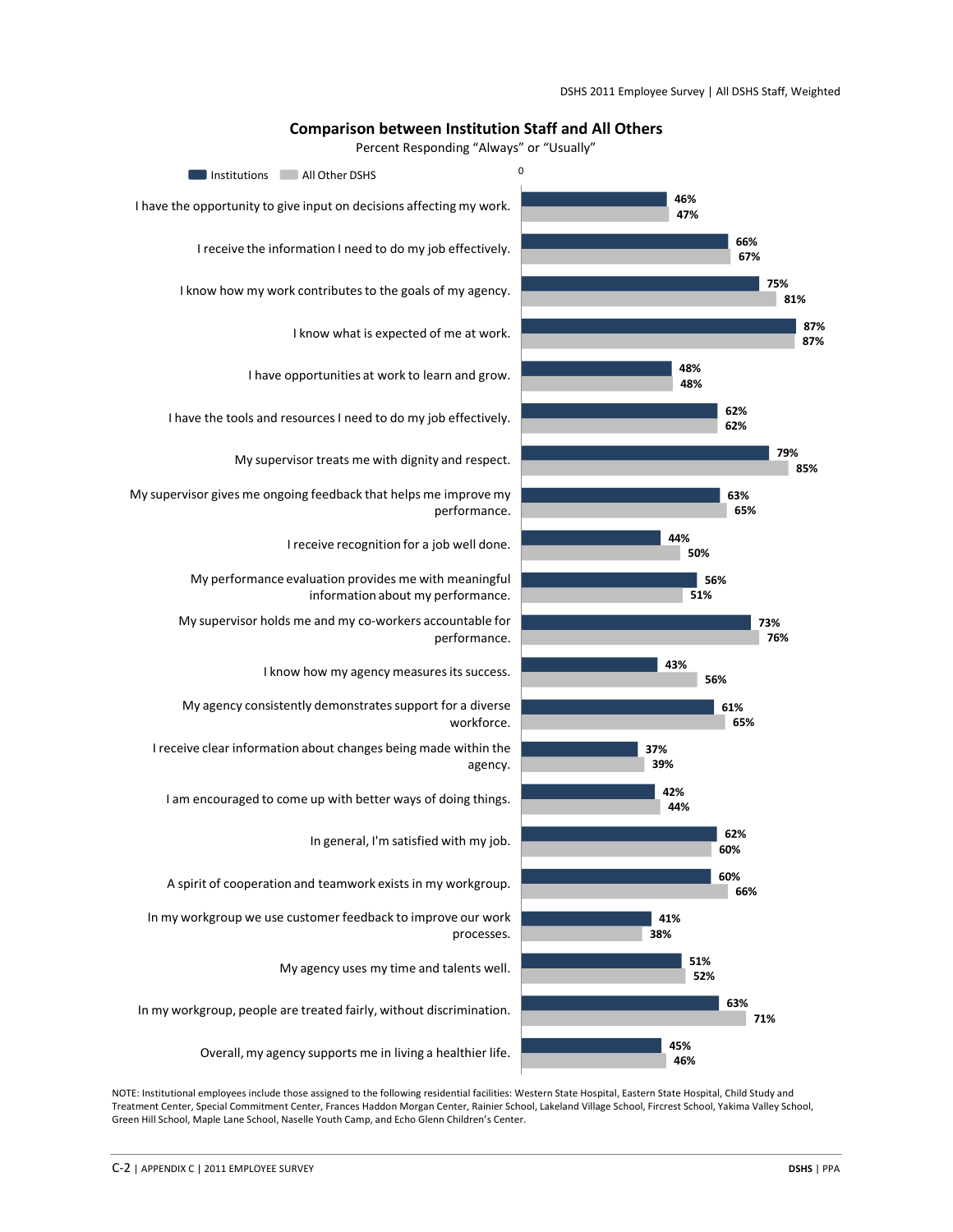## Comparison between Institution Staff and All Others

Percent Responding "Always" or "Usually"

Institutions All Other DSHS

0

I have the opportunity to give input on decisions affecting my work.
46%
47%

I receive the information I need to do my job effectively.
66%
67%

I know how my work contributes to the goals of my agency.
75%
81%

I know what is expected of me at work.
87%
87%

I have opportunities at work to learn and grow.
48%
48%

I have the tools and resources I need to do my job effectively.
62%
62%

My supervisor treats me with dignity and respect.
79%
85%

My supervisor gives me ongoing feedback that helps me improve my performance.
63%
65%

I receive recognition for a job well done.
44%
50%

My performance evaluation provides me with meaningful information about my performance.
56%
51%

My supervisor holds me and my co-workers accountable for performance.
73%
76%

I know how my agency measures its success.
43%
56%

My agency consistently demonstrates support for a diverse workforce.
61%
65%

I receive clear information about changes being made within the agency.
37%
39%

I am encouraged to come up with better ways of doing things.
42%
44%

In general, I'm satisfied with my job.
62%
60%

A spirit of cooperation and teamwork exists in my workgroup.
60%
66%

In my workgroup we use customer feedback to improve our work processes.
41%
38%

My agency uses my time and talents well.
51%
52%

In my workgroup, people are treated fairly, without discrimination.
63%
71%

Overall, my agency supports me in living a healthier life.
45%
46%

NOTE: Institutional employees include those assigned to the following residential facilities: Western State Hospital, Eastern State Hospital, Child Study and Treatment Center, Special Commitment Center, Frances Haddon Morgan Center, Rainier School, Lakeland Village School, Fircrest School, Yakima Valley School, Green Hill School, Maple Lane School, Naselle Youth Camp, and Echo Glenn Children's Center.